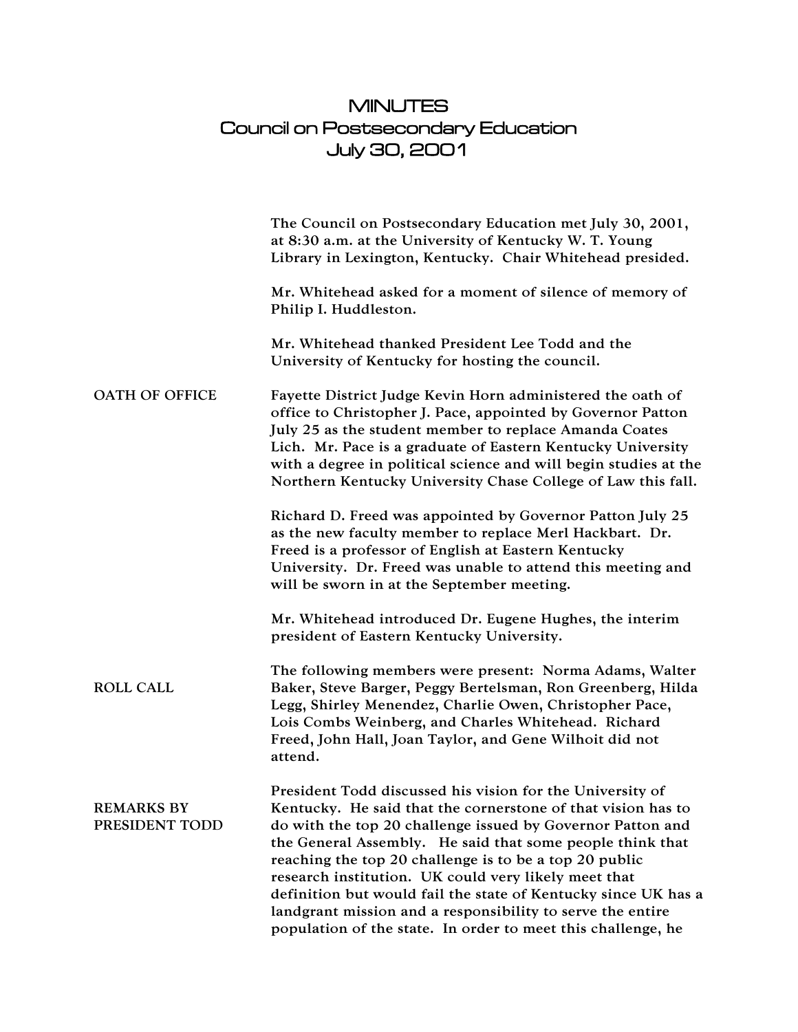# MINUTES
## Council on Postsecondary Education
## July 30, 2001

The Council on Postsecondary Education met July 30, 2001, at 8:30 a.m. at the University of Kentucky W. T. Young Library in Lexington, Kentucky. Chair Whitehead presided.

Mr. Whitehead asked for a moment of silence of memory of Philip I. Huddleston.

Mr. Whitehead thanked President Lee Todd and the University of Kentucky for hosting the council.

**OATH OF OFFICE**

Fayette District Judge Kevin Horn administered the oath of office to Christopher J. Pace, appointed by Governor Patton July 25 as the student member to replace Amanda Coates Lich. Mr. Pace is a graduate of Eastern Kentucky University with a degree in political science and will begin studies at the Northern Kentucky University Chase College of Law this fall.

Richard D. Freed was appointed by Governor Patton July 25 as the new faculty member to replace Merl Hackbart. Dr. Freed is a professor of English at Eastern Kentucky University. Dr. Freed was unable to attend this meeting and will be sworn in at the September meeting.

Mr. Whitehead introduced Dr. Eugene Hughes, the interim president of Eastern Kentucky University.

**ROLL CALL**

The following members were present: Norma Adams, Walter Baker, Steve Barger, Peggy Bertelsman, Ron Greenberg, Hilda Legg, Shirley Menendez, Charlie Owen, Christopher Pace, Lois Combs Weinberg, and Charles Whitehead. Richard Freed, John Hall, Joan Taylor, and Gene Wilhoit did not attend.

**REMARKS BY PRESIDENT TODD**

President Todd discussed his vision for the University of Kentucky. He said that the cornerstone of that vision has to do with the top 20 challenge issued by Governor Patton and the General Assembly. He said that some people think that reaching the top 20 challenge is to be a top 20 public research institution. UK could very likely meet that definition but would fail the state of Kentucky since UK has a landgrant mission and a responsibility to serve the entire population of the state. In order to meet this challenge, he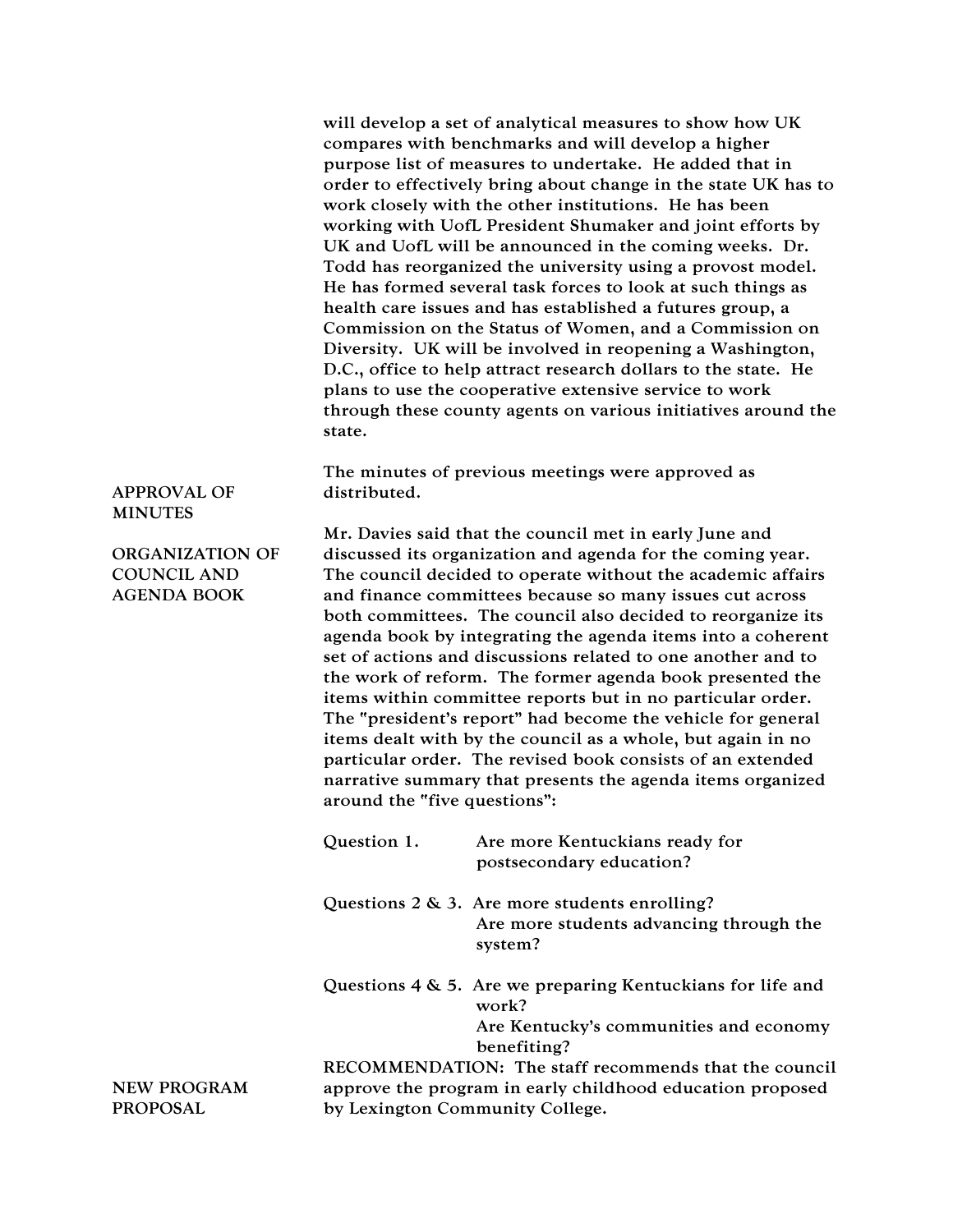will develop a set of analytical measures to show how UK compares with benchmarks and will develop a higher purpose list of measures to undertake. He added that in order to effectively bring about change in the state UK has to work closely with the other institutions. He has been working with UofL President Shumaker and joint efforts by UK and UofL will be announced in the coming weeks. Dr. Todd has reorganized the university using a provost model. He has formed several task forces to look at such things as health care issues and has established a futures group, a Commission on the Status of Women, and a Commission on Diversity. UK will be involved in reopening a Washington, D.C., office to help attract research dollars to the state. He plans to use the cooperative extensive service to work through these county agents on various initiatives around the state.

**APPROVAL OF MINUTES**

The minutes of previous meetings were approved as distributed.

**ORGANIZATION OF COUNCIL AND AGENDA BOOK**

Mr. Davies said that the council met in early June and discussed its organization and agenda for the coming year. The council decided to operate without the academic affairs and finance committees because so many issues cut across both committees. The council also decided to reorganize its agenda book by integrating the agenda items into a coherent set of actions and discussions related to one another and to the work of reform. The former agenda book presented the items within committee reports but in no particular order. The "president's report" had become the vehicle for general items dealt with by the council as a whole, but again in no particular order. The revised book consists of an extended narrative summary that presents the agenda items organized around the "five questions":

- Question 1. Are more Kentuckians ready for postsecondary education?
- Questions 2 & 3. Are more students enrolling? Are more students advancing through the system?
- Questions 4 & 5. Are we preparing Kentuckians for life and work? Are Kentucky's communities and economy benefiting?

**NEW PROGRAM PROPOSAL**

RECOMMENDATION: The staff recommends that the council approve the program in early childhood education proposed by Lexington Community College.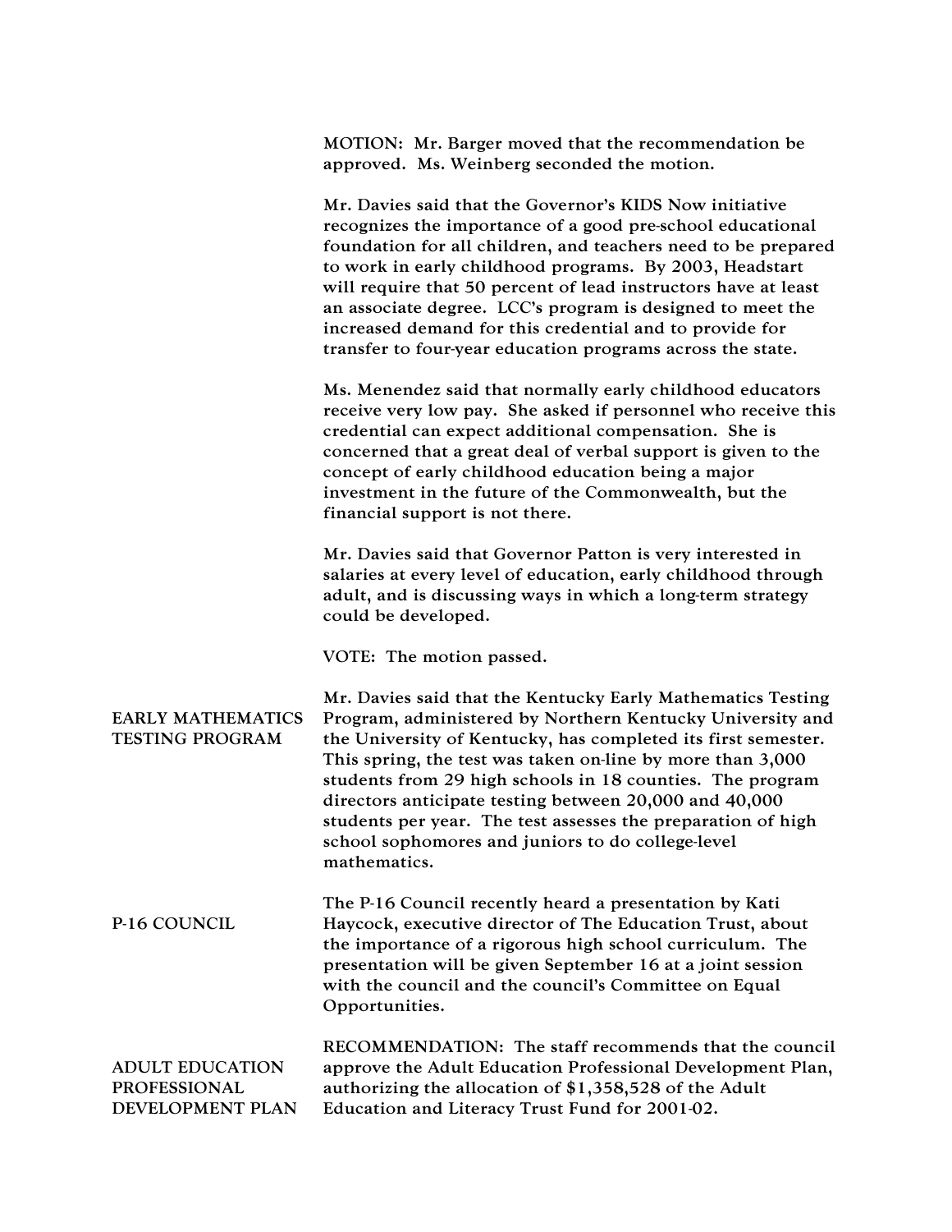MOTION: Mr. Barger moved that the recommendation be approved. Ms. Weinberg seconded the motion.

Mr. Davies said that the Governor's KIDS Now initiative recognizes the importance of a good pre-school educational foundation for all children, and teachers need to be prepared to work in early childhood programs. By 2003, Headstart will require that 50 percent of lead instructors have at least an associate degree. LCC's program is designed to meet the increased demand for this credential and to provide for transfer to four-year education programs across the state.

Ms. Menendez said that normally early childhood educators receive very low pay. She asked if personnel who receive this credential can expect additional compensation. She is concerned that a great deal of verbal support is given to the concept of early childhood education being a major investment in the future of the Commonwealth, but the financial support is not there.

Mr. Davies said that Governor Patton is very interested in salaries at every level of education, early childhood through adult, and is discussing ways in which a long-term strategy could be developed.

VOTE: The motion passed.

**EARLY MATHEMATICS TESTING PROGRAM**

Mr. Davies said that the Kentucky Early Mathematics Testing Program, administered by Northern Kentucky University and the University of Kentucky, has completed its first semester. This spring, the test was taken on-line by more than 3,000 students from 29 high schools in 18 counties. The program directors anticipate testing between 20,000 and 40,000 students per year. The test assesses the preparation of high school sophomores and juniors to do college-level mathematics.

**P-16 COUNCIL**

The P-16 Council recently heard a presentation by Kati Haycock, executive director of The Education Trust, about the importance of a rigorous high school curriculum. The presentation will be given September 16 at a joint session with the council and the council's Committee on Equal Opportunities.

**ADULT EDUCATION PROFESSIONAL DEVELOPMENT PLAN**

RECOMMENDATION: The staff recommends that the council approve the Adult Education Professional Development Plan, authorizing the allocation of $1,358,528 of the Adult Education and Literacy Trust Fund for 2001-02.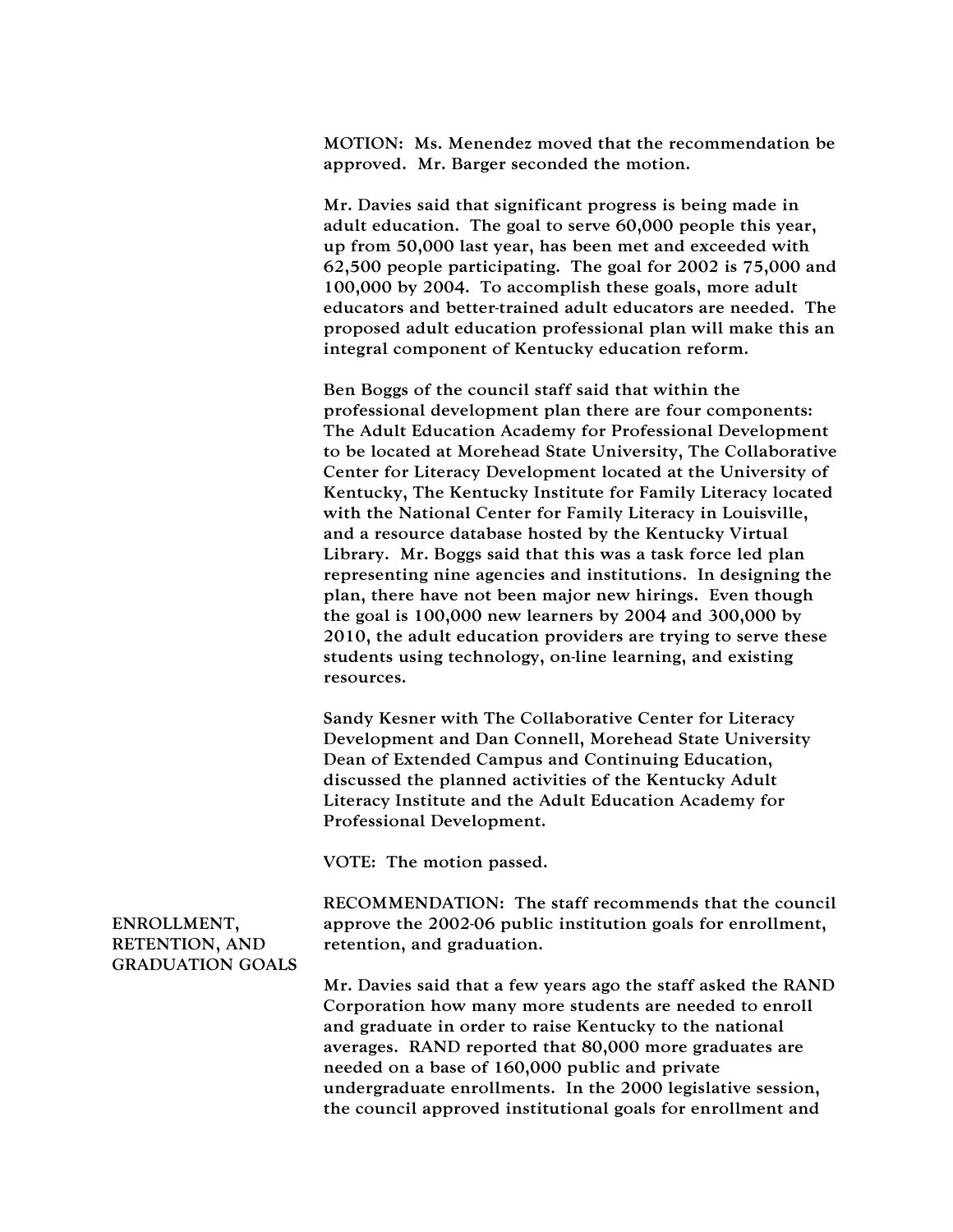MOTION: Ms. Menendez moved that the recommendation be approved. Mr. Barger seconded the motion.

Mr. Davies said that significant progress is being made in adult education. The goal to serve 60,000 people this year, up from 50,000 last year, has been met and exceeded with 62,500 people participating. The goal for 2002 is 75,000 and 100,000 by 2004. To accomplish these goals, more adult educators and better-trained adult educators are needed. The proposed adult education professional plan will make this an integral component of Kentucky education reform.

Ben Boggs of the council staff said that within the professional development plan there are four components: The Adult Education Academy for Professional Development to be located at Morehead State University, The Collaborative Center for Literacy Development located at the University of Kentucky, The Kentucky Institute for Family Literacy located with the National Center for Family Literacy in Louisville, and a resource database hosted by the Kentucky Virtual Library. Mr. Boggs said that this was a task force led plan representing nine agencies and institutions. In designing the plan, there have not been major new hirings. Even though the goal is 100,000 new learners by 2004 and 300,000 by 2010, the adult education providers are trying to serve these students using technology, on-line learning, and existing resources.

Sandy Kesner with The Collaborative Center for Literacy Development and Dan Connell, Morehead State University Dean of Extended Campus and Continuing Education, discussed the planned activities of the Kentucky Adult Literacy Institute and the Adult Education Academy for Professional Development.

VOTE: The motion passed.

## ENROLLMENT, RETENTION, AND GRADUATION GOALS

RECOMMENDATION: The staff recommends that the council approve the 2002-06 public institution goals for enrollment, retention, and graduation.

Mr. Davies said that a few years ago the staff asked the RAND Corporation how many more students are needed to enroll and graduate in order to raise Kentucky to the national averages. RAND reported that 80,000 more graduates are needed on a base of 160,000 public and private undergraduate enrollments. In the 2000 legislative session, the council approved institutional goals for enrollment and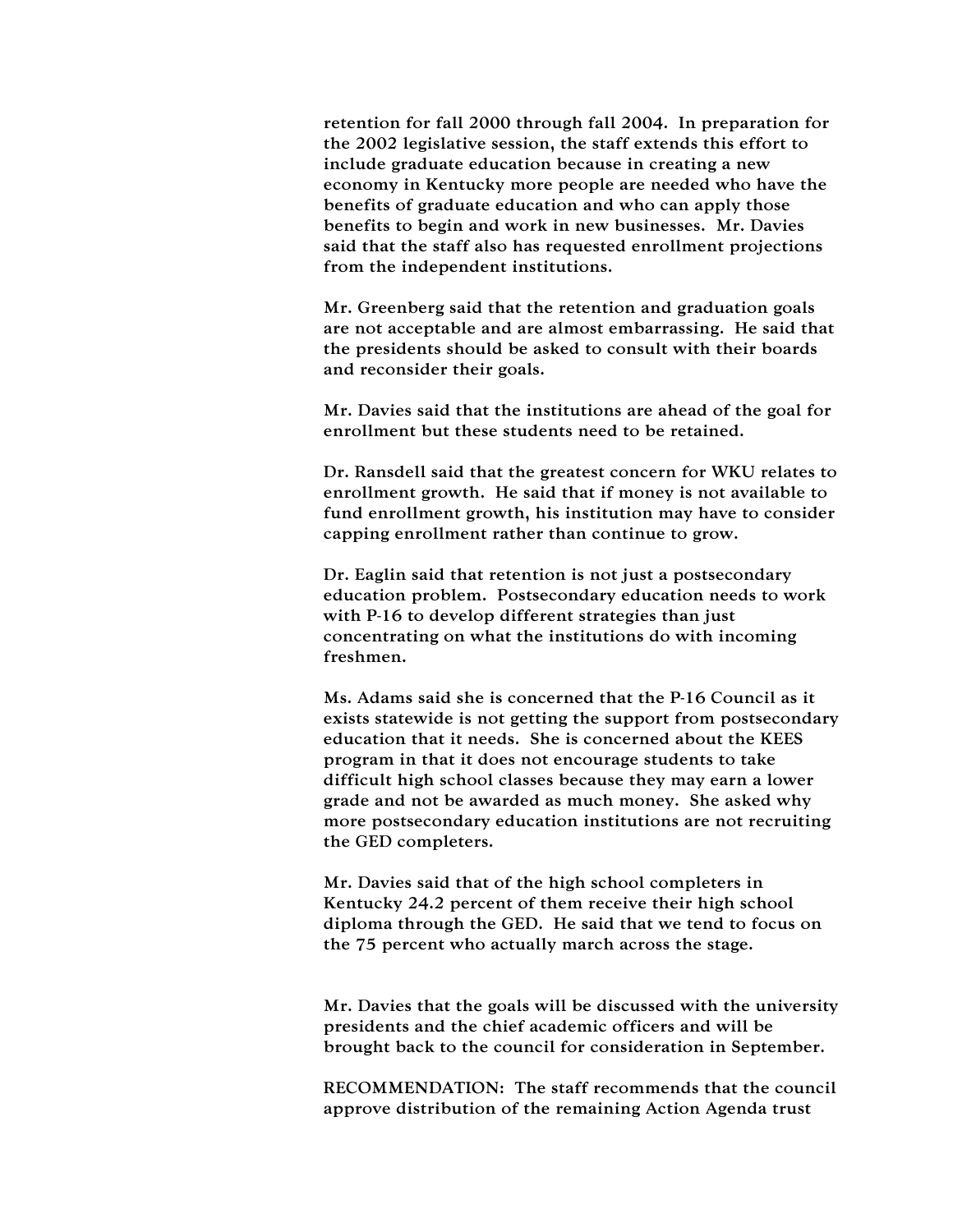retention for fall 2000 through fall 2004. In preparation for the 2002 legislative session, the staff extends this effort to include graduate education because in creating a new economy in Kentucky more people are needed who have the benefits of graduate education and who can apply those benefits to begin and work in new businesses. Mr. Davies said that the staff also has requested enrollment projections from the independent institutions.

Mr. Greenberg said that the retention and graduation goals are not acceptable and are almost embarrassing. He said that the presidents should be asked to consult with their boards and reconsider their goals.

Mr. Davies said that the institutions are ahead of the goal for enrollment but these students need to be retained.

Dr. Ransdell said that the greatest concern for WKU relates to enrollment growth. He said that if money is not available to fund enrollment growth, his institution may have to consider capping enrollment rather than continue to grow.

Dr. Eaglin said that retention is not just a postsecondary education problem. Postsecondary education needs to work with P-16 to develop different strategies than just concentrating on what the institutions do with incoming freshmen.

Ms. Adams said she is concerned that the P-16 Council as it exists statewide is not getting the support from postsecondary education that it needs. She is concerned about the KEES program in that it does not encourage students to take difficult high school classes because they may earn a lower grade and not be awarded as much money. She asked why more postsecondary education institutions are not recruiting the GED completers.

Mr. Davies said that of the high school completers in Kentucky 24.2 percent of them receive their high school diploma through the GED. He said that we tend to focus on the 75 percent who actually march across the stage.

Mr. Davies that the goals will be discussed with the university presidents and the chief academic officers and will be brought back to the council for consideration in September.

RECOMMENDATION: The staff recommends that the council approve distribution of the remaining Action Agenda trust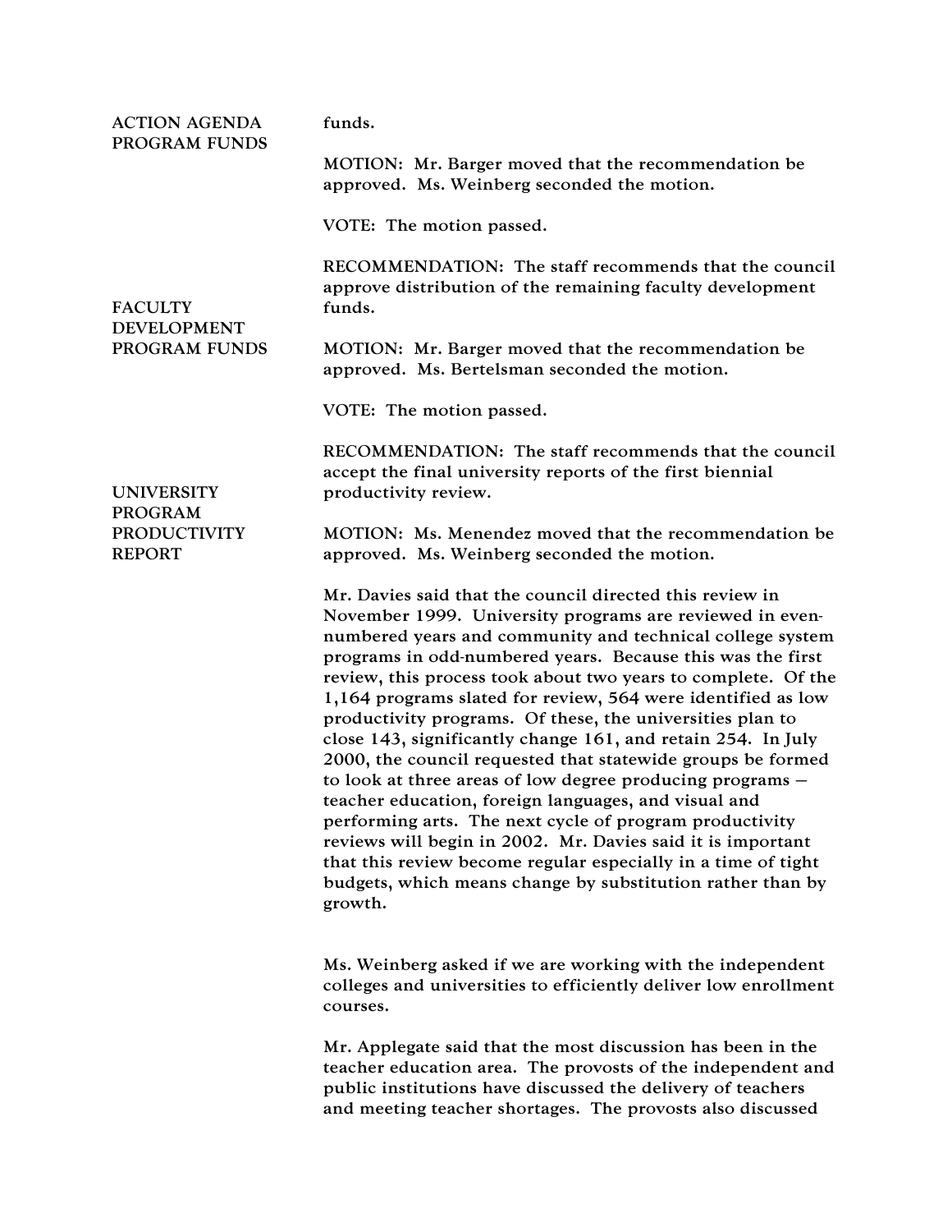**ACTION AGENDA PROGRAM FUNDS**

funds.

MOTION: Mr. Barger moved that the recommendation be approved. Ms. Weinberg seconded the motion.

VOTE: The motion passed.

**FACULTY DEVELOPMENT PROGRAM FUNDS**

RECOMMENDATION: The staff recommends that the council approve distribution of the remaining faculty development funds.

MOTION: Mr. Barger moved that the recommendation be approved. Ms. Bertelsman seconded the motion.

VOTE: The motion passed.

**UNIVERSITY PROGRAM PRODUCTIVITY REPORT**

RECOMMENDATION: The staff recommends that the council accept the final university reports of the first biennial productivity review.

MOTION: Ms. Menendez moved that the recommendation be approved. Ms. Weinberg seconded the motion.

Mr. Davies said that the council directed this review in November 1999. University programs are reviewed in even-numbered years and community and technical college system programs in odd-numbered years. Because this was the first review, this process took about two years to complete. Of the 1,164 programs slated for review, 564 were identified as low productivity programs. Of these, the universities plan to close 143, significantly change 161, and retain 254. In July 2000, the council requested that statewide groups be formed to look at three areas of low degree producing programs – teacher education, foreign languages, and visual and performing arts. The next cycle of program productivity reviews will begin in 2002. Mr. Davies said it is important that this review become regular especially in a time of tight budgets, which means change by substitution rather than by growth.

Ms. Weinberg asked if we are working with the independent colleges and universities to efficiently deliver low enrollment courses.

Mr. Applegate said that the most discussion has been in the teacher education area. The provosts of the independent and public institutions have discussed the delivery of teachers and meeting teacher shortages. The provosts also discussed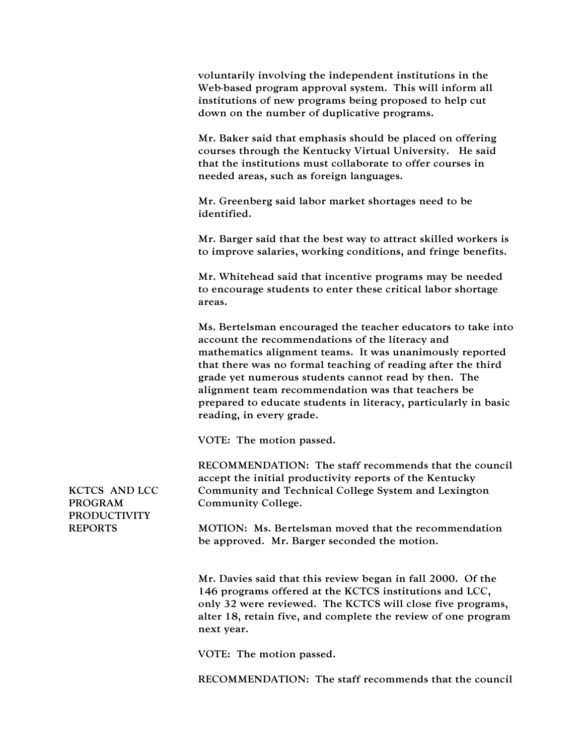voluntarily involving the independent institutions in the Web-based program approval system. This will inform all institutions of new programs being proposed to help cut down on the number of duplicative programs.

Mr. Baker said that emphasis should be placed on offering courses through the Kentucky Virtual University. He said that the institutions must collaborate to offer courses in needed areas, such as foreign languages.

Mr. Greenberg said labor market shortages need to be identified.

Mr. Barger said that the best way to attract skilled workers is to improve salaries, working conditions, and fringe benefits.

Mr. Whitehead said that incentive programs may be needed to encourage students to enter these critical labor shortage areas.

Ms. Bertelsman encouraged the teacher educators to take into account the recommendations of the literacy and mathematics alignment teams. It was unanimously reported that there was no formal teaching of reading after the third grade yet numerous students cannot read by then. The alignment team recommendation was that teachers be prepared to educate students in literacy, particularly in basic reading, in every grade.

VOTE: The motion passed.

**KCTCS AND LCC PROGRAM PRODUCTIVITY REPORTS**

RECOMMENDATION: The staff recommends that the council accept the initial productivity reports of the Kentucky Community and Technical College System and Lexington Community College.

MOTION: Ms. Bertelsman moved that the recommendation be approved. Mr. Barger seconded the motion.

Mr. Davies said that this review began in fall 2000. Of the 146 programs offered at the KCTCS institutions and LCC, only 32 were reviewed. The KCTCS will close five programs, alter 18, retain five, and complete the review of one program next year.

VOTE: The motion passed.

RECOMMENDATION: The staff recommends that the council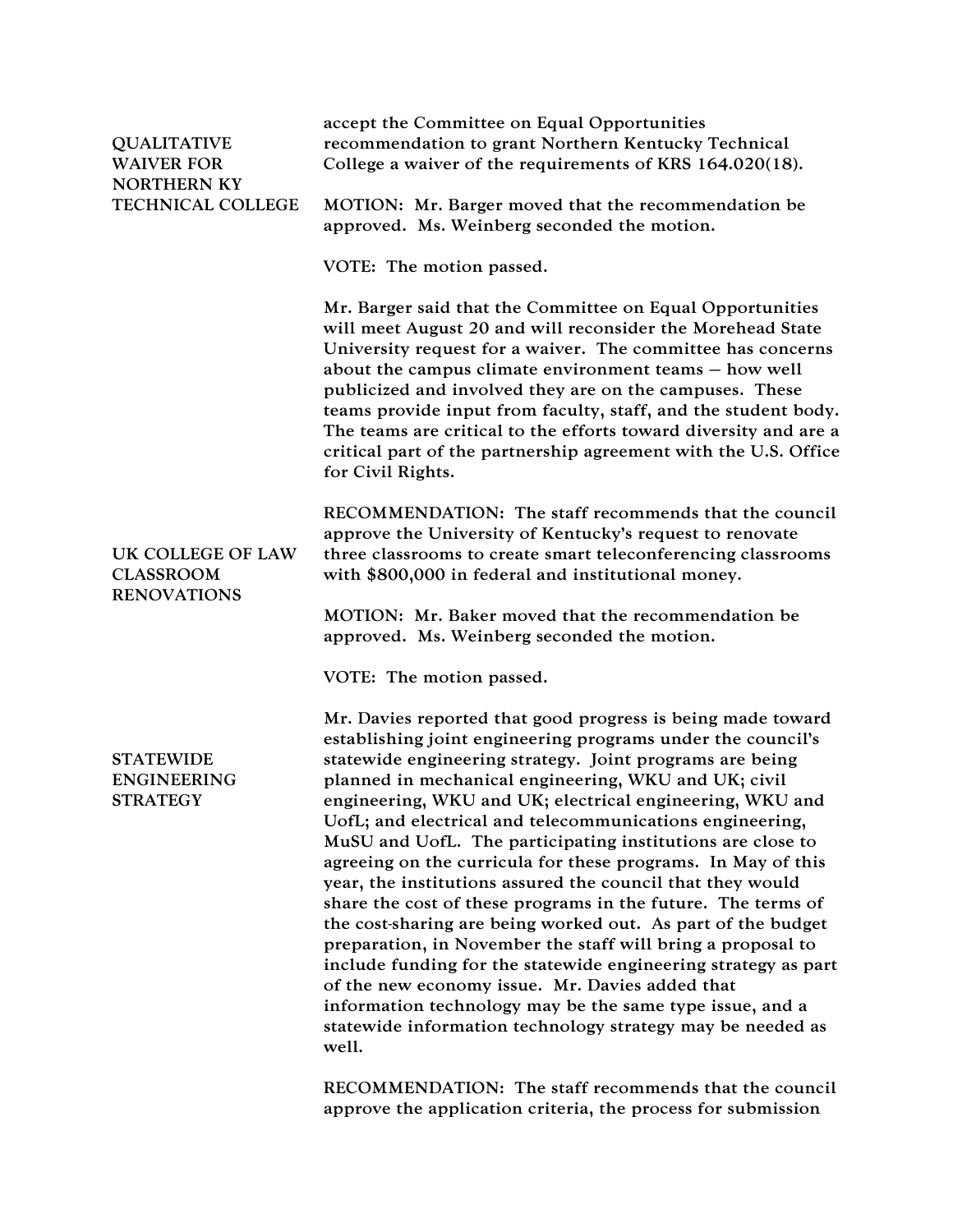accept the Committee on Equal Opportunities recommendation to grant Northern Kentucky Technical College a waiver of the requirements of KRS 164.020(18).

**QUALITATIVE WAIVER FOR NORTHERN KY TECHNICAL COLLEGE**

MOTION: Mr. Barger moved that the recommendation be approved. Ms. Weinberg seconded the motion.

VOTE: The motion passed.

Mr. Barger said that the Committee on Equal Opportunities will meet August 20 and will reconsider the Morehead State University request for a waiver. The committee has concerns about the campus climate environment teams – how well publicized and involved they are on the campuses. These teams provide input from faculty, staff, and the student body. The teams are critical to the efforts toward diversity and are a critical part of the partnership agreement with the U.S. Office for Civil Rights.

**UK COLLEGE OF LAW CLASSROOM RENOVATIONS**

RECOMMENDATION: The staff recommends that the council approve the University of Kentucky's request to renovate three classrooms to create smart teleconferencing classrooms with $800,000 in federal and institutional money.

MOTION: Mr. Baker moved that the recommendation be approved. Ms. Weinberg seconded the motion.

VOTE: The motion passed.

**STATEWIDE ENGINEERING STRATEGY**

Mr. Davies reported that good progress is being made toward establishing joint engineering programs under the council's statewide engineering strategy. Joint programs are being planned in mechanical engineering, WKU and UK; civil engineering, WKU and UK; electrical engineering, WKU and UofL; and electrical and telecommunications engineering, MuSU and UofL. The participating institutions are close to agreeing on the curricula for these programs. In May of this year, the institutions assured the council that they would share the cost of these programs in the future. The terms of the cost-sharing are being worked out. As part of the budget preparation, in November the staff will bring a proposal to include funding for the statewide engineering strategy as part of the new economy issue. Mr. Davies added that information technology may be the same type issue, and a statewide information technology strategy may be needed as well.

RECOMMENDATION: The staff recommends that the council approve the application criteria, the process for submission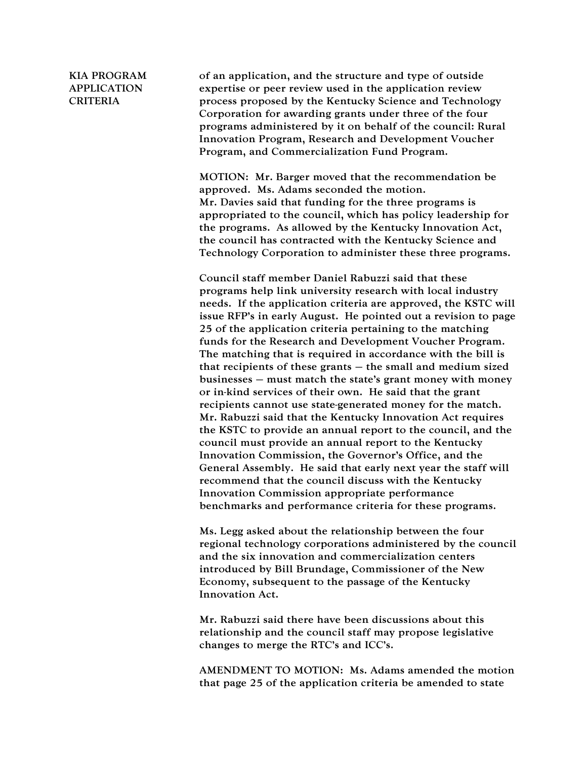**KIA PROGRAM APPLICATION CRITERIA**

of an application, and the structure and type of outside expertise or peer review used in the application review process proposed by the Kentucky Science and Technology Corporation for awarding grants under three of the four programs administered by it on behalf of the council: Rural Innovation Program, Research and Development Voucher Program, and Commercialization Fund Program.

MOTION: Mr. Barger moved that the recommendation be approved. Ms. Adams seconded the motion.
Mr. Davies said that funding for the three programs is appropriated to the council, which has policy leadership for the programs. As allowed by the Kentucky Innovation Act, the council has contracted with the Kentucky Science and Technology Corporation to administer these three programs.

Council staff member Daniel Rabuzzi said that these programs help link university research with local industry needs. If the application criteria are approved, the KSTC will issue RFP's in early August. He pointed out a revision to page 25 of the application criteria pertaining to the matching funds for the Research and Development Voucher Program. The matching that is required in accordance with the bill is that recipients of these grants – the small and medium sized businesses – must match the state's grant money with money or in-kind services of their own. He said that the grant recipients cannot use state-generated money for the match. Mr. Rabuzzi said that the Kentucky Innovation Act requires the KSTC to provide an annual report to the council, and the council must provide an annual report to the Kentucky Innovation Commission, the Governor's Office, and the General Assembly. He said that early next year the staff will recommend that the council discuss with the Kentucky Innovation Commission appropriate performance benchmarks and performance criteria for these programs.

Ms. Legg asked about the relationship between the four regional technology corporations administered by the council and the six innovation and commercialization centers introduced by Bill Brundage, Commissioner of the New Economy, subsequent to the passage of the Kentucky Innovation Act.

Mr. Rabuzzi said there have been discussions about this relationship and the council staff may propose legislative changes to merge the RTC's and ICC's.

AMENDMENT TO MOTION: Ms. Adams amended the motion that page 25 of the application criteria be amended to state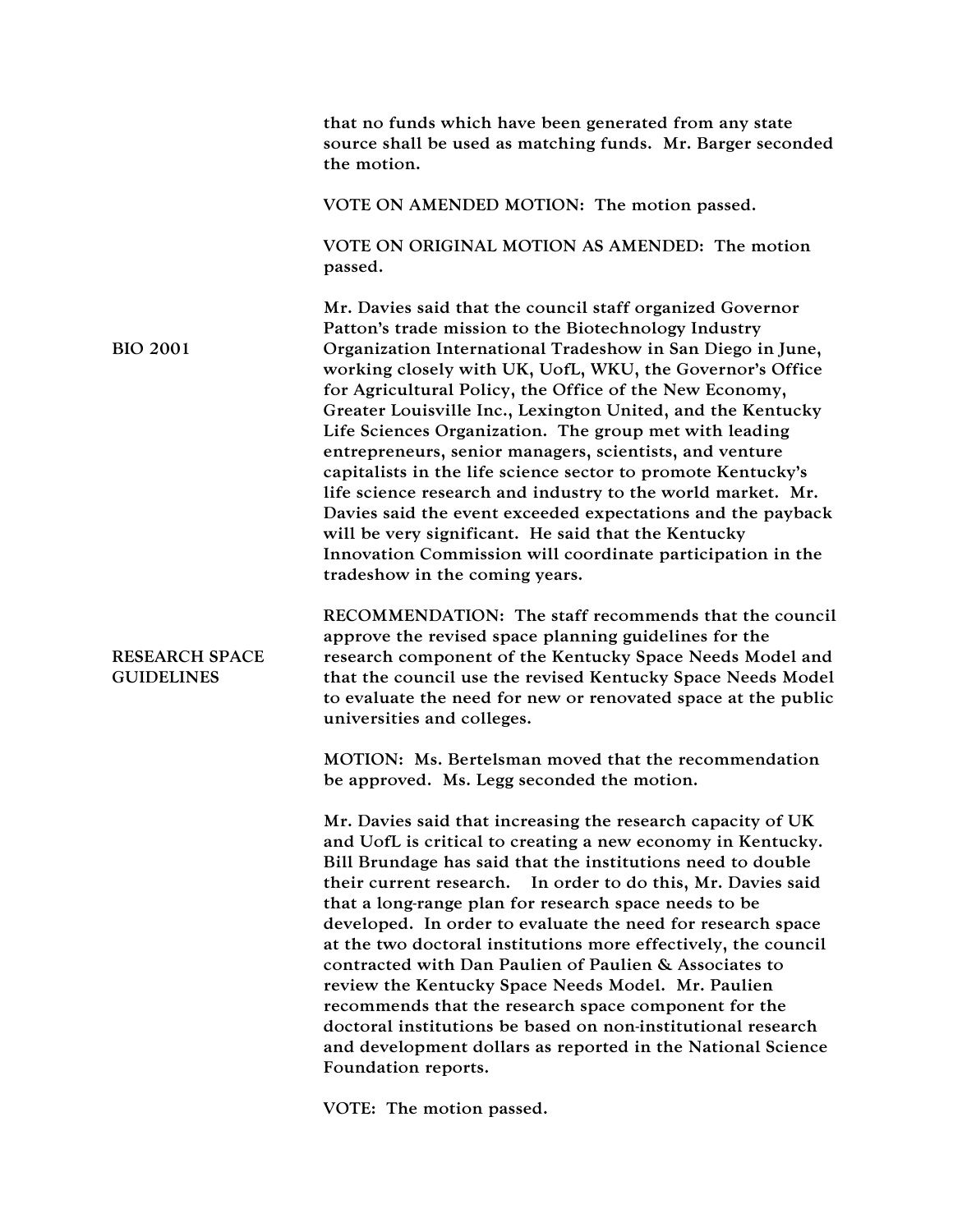that no funds which have been generated from any state source shall be used as matching funds. Mr. Barger seconded the motion.

VOTE ON AMENDED MOTION: The motion passed.

VOTE ON ORIGINAL MOTION AS AMENDED: The motion passed.

**BIO 2001**

Mr. Davies said that the council staff organized Governor Patton's trade mission to the Biotechnology Industry Organization International Tradeshow in San Diego in June, working closely with UK, UofL, WKU, the Governor's Office for Agricultural Policy, the Office of the New Economy, Greater Louisville Inc., Lexington United, and the Kentucky Life Sciences Organization. The group met with leading entrepreneurs, senior managers, scientists, and venture capitalists in the life science sector to promote Kentucky's life science research and industry to the world market. Mr. Davies said the event exceeded expectations and the payback will be very significant. He said that the Kentucky Innovation Commission will coordinate participation in the tradeshow in the coming years.

**RESEARCH SPACE GUIDELINES**

RECOMMENDATION: The staff recommends that the council approve the revised space planning guidelines for the research component of the Kentucky Space Needs Model and that the council use the revised Kentucky Space Needs Model to evaluate the need for new or renovated space at the public universities and colleges.

MOTION: Ms. Bertelsman moved that the recommendation be approved. Ms. Legg seconded the motion.

Mr. Davies said that increasing the research capacity of UK and UofL is critical to creating a new economy in Kentucky. Bill Brundage has said that the institutions need to double their current research. In order to do this, Mr. Davies said that a long-range plan for research space needs to be developed. In order to evaluate the need for research space at the two doctoral institutions more effectively, the council contracted with Dan Paulien of Paulien & Associates to review the Kentucky Space Needs Model. Mr. Paulien recommends that the research space component for the doctoral institutions be based on non-institutional research and development dollars as reported in the National Science Foundation reports.

VOTE: The motion passed.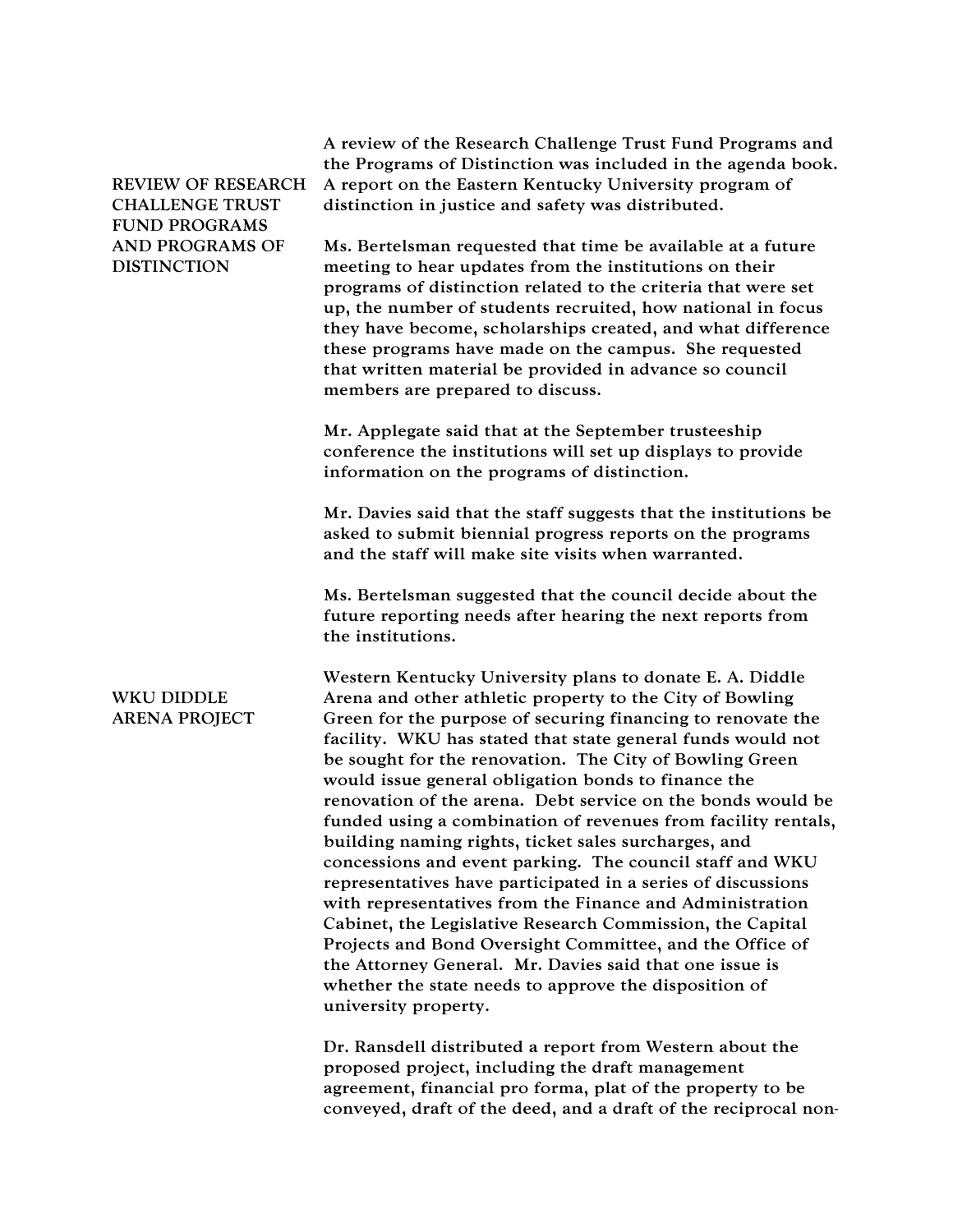## REVIEW OF RESEARCH CHALLENGE TRUST FUND PROGRAMS AND PROGRAMS OF DISTINCTION

A review of the Research Challenge Trust Fund Programs and the Programs of Distinction was included in the agenda book. A report on the Eastern Kentucky University program of distinction in justice and safety was distributed.

Ms. Bertelsman requested that time be available at a future meeting to hear updates from the institutions on their programs of distinction related to the criteria that were set up, the number of students recruited, how national in focus they have become, scholarships created, and what difference these programs have made on the campus. She requested that written material be provided in advance so council members are prepared to discuss.

Mr. Applegate said that at the September trusteeship conference the institutions will set up displays to provide information on the programs of distinction.

Mr. Davies said that the staff suggests that the institutions be asked to submit biennial progress reports on the programs and the staff will make site visits when warranted.

Ms. Bertelsman suggested that the council decide about the future reporting needs after hearing the next reports from the institutions.

## WKU DIDDLE ARENA PROJECT

Western Kentucky University plans to donate E. A. Diddle Arena and other athletic property to the City of Bowling Green for the purpose of securing financing to renovate the facility. WKU has stated that state general funds would not be sought for the renovation. The City of Bowling Green would issue general obligation bonds to finance the renovation of the arena. Debt service on the bonds would be funded using a combination of revenues from facility rentals, building naming rights, ticket sales surcharges, and concessions and event parking. The council staff and WKU representatives have participated in a series of discussions with representatives from the Finance and Administration Cabinet, the Legislative Research Commission, the Capital Projects and Bond Oversight Committee, and the Office of the Attorney General. Mr. Davies said that one issue is whether the state needs to approve the disposition of university property.

Dr. Ransdell distributed a report from Western about the proposed project, including the draft management agreement, financial pro forma, plat of the property to be conveyed, draft of the deed, and a draft of the reciprocal non-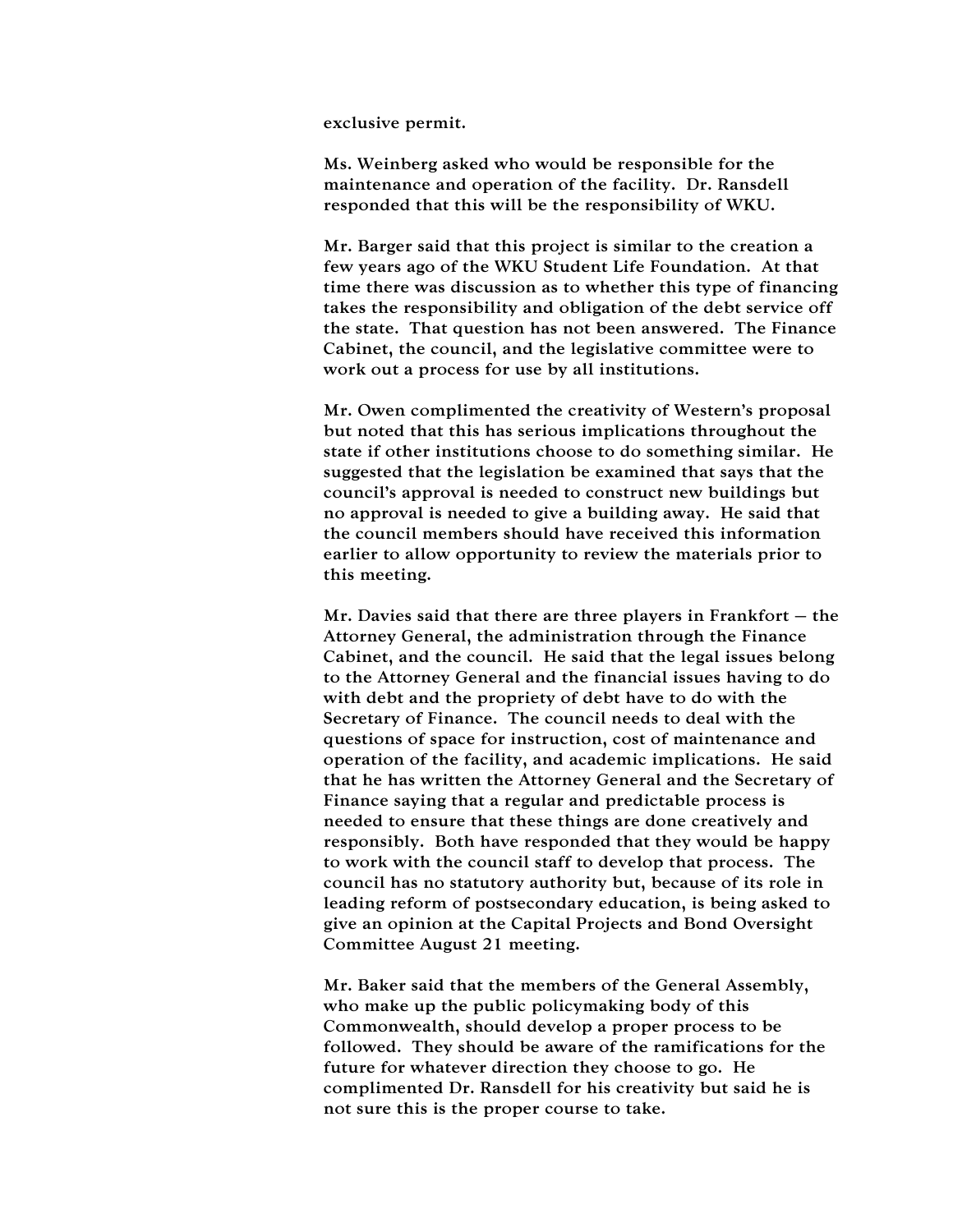exclusive permit.

Ms. Weinberg asked who would be responsible for the maintenance and operation of the facility. Dr. Ransdell responded that this will be the responsibility of WKU.

Mr. Barger said that this project is similar to the creation a few years ago of the WKU Student Life Foundation. At that time there was discussion as to whether this type of financing takes the responsibility and obligation of the debt service off the state. That question has not been answered. The Finance Cabinet, the council, and the legislative committee were to work out a process for use by all institutions.

Mr. Owen complimented the creativity of Western's proposal but noted that this has serious implications throughout the state if other institutions choose to do something similar. He suggested that the legislation be examined that says that the council's approval is needed to construct new buildings but no approval is needed to give a building away. He said that the council members should have received this information earlier to allow opportunity to review the materials prior to this meeting.

Mr. Davies said that there are three players in Frankfort – the Attorney General, the administration through the Finance Cabinet, and the council. He said that the legal issues belong to the Attorney General and the financial issues having to do with debt and the propriety of debt have to do with the Secretary of Finance. The council needs to deal with the questions of space for instruction, cost of maintenance and operation of the facility, and academic implications. He said that he has written the Attorney General and the Secretary of Finance saying that a regular and predictable process is needed to ensure that these things are done creatively and responsibly. Both have responded that they would be happy to work with the council staff to develop that process. The council has no statutory authority but, because of its role in leading reform of postsecondary education, is being asked to give an opinion at the Capital Projects and Bond Oversight Committee August 21 meeting.

Mr. Baker said that the members of the General Assembly, who make up the public policymaking body of this Commonwealth, should develop a proper process to be followed. They should be aware of the ramifications for the future for whatever direction they choose to go. He complimented Dr. Ransdell for his creativity but said he is not sure this is the proper course to take.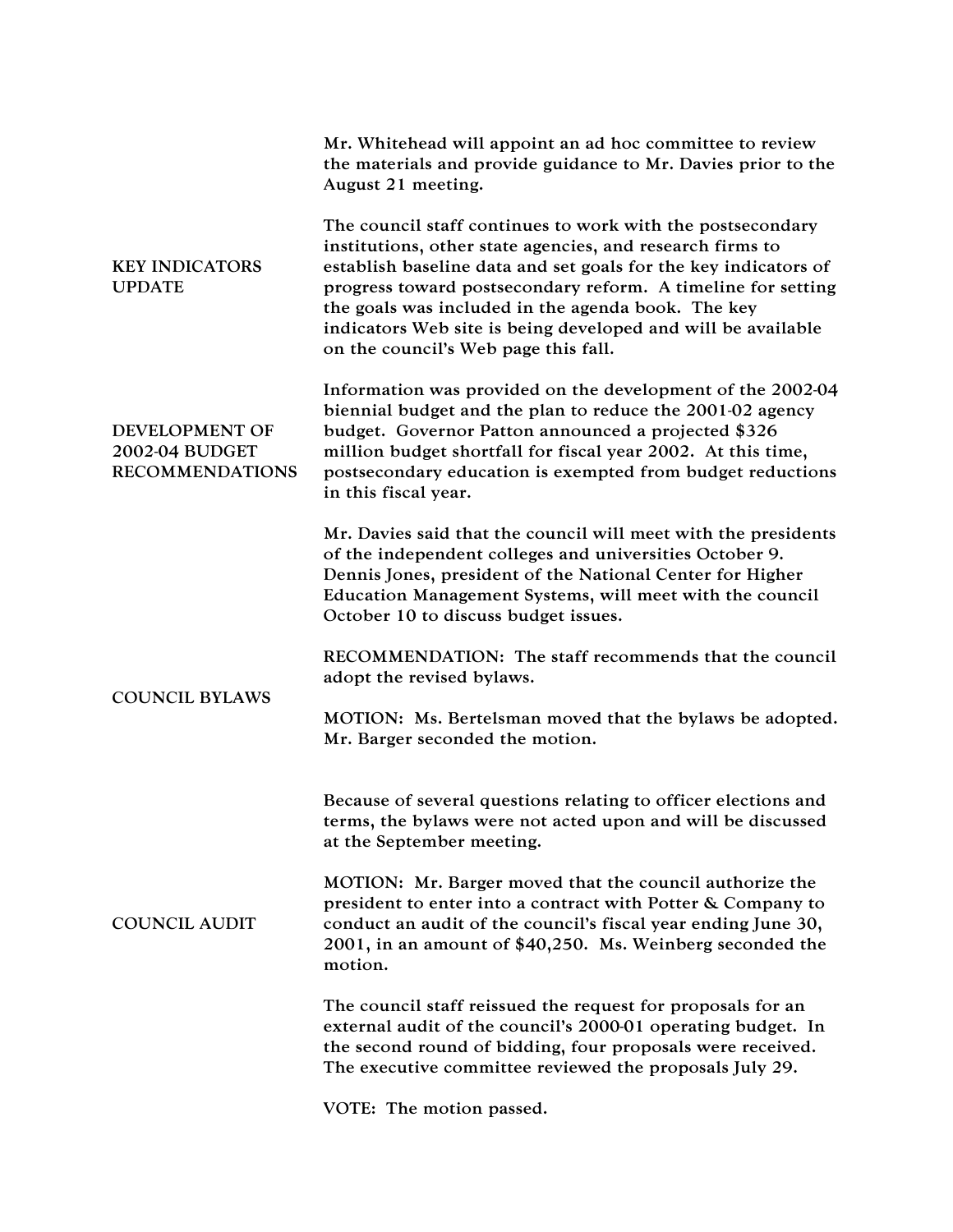Mr. Whitehead will appoint an ad hoc committee to review the materials and provide guidance to Mr. Davies prior to the August 21 meeting.

**KEY INDICATORS UPDATE**

The council staff continues to work with the postsecondary institutions, other state agencies, and research firms to establish baseline data and set goals for the key indicators of progress toward postsecondary reform. A timeline for setting the goals was included in the agenda book. The key indicators Web site is being developed and will be available on the council's Web page this fall.

**DEVELOPMENT OF 2002-04 BUDGET RECOMMENDATIONS**

Information was provided on the development of the 2002-04 biennial budget and the plan to reduce the 2001-02 agency budget. Governor Patton announced a projected $326 million budget shortfall for fiscal year 2002. At this time, postsecondary education is exempted from budget reductions in this fiscal year.

Mr. Davies said that the council will meet with the presidents of the independent colleges and universities October 9. Dennis Jones, president of the National Center for Higher Education Management Systems, will meet with the council October 10 to discuss budget issues.

**COUNCIL BYLAWS**

RECOMMENDATION: The staff recommends that the council adopt the revised bylaws.

MOTION: Ms. Bertelsman moved that the bylaws be adopted. Mr. Barger seconded the motion.

Because of several questions relating to officer elections and terms, the bylaws were not acted upon and will be discussed at the September meeting.

**COUNCIL AUDIT**

MOTION: Mr. Barger moved that the council authorize the president to enter into a contract with Potter & Company to conduct an audit of the council's fiscal year ending June 30, 2001, in an amount of $40,250. Ms. Weinberg seconded the motion.

The council staff reissued the request for proposals for an external audit of the council's 2000-01 operating budget. In the second round of bidding, four proposals were received. The executive committee reviewed the proposals July 29.

VOTE: The motion passed.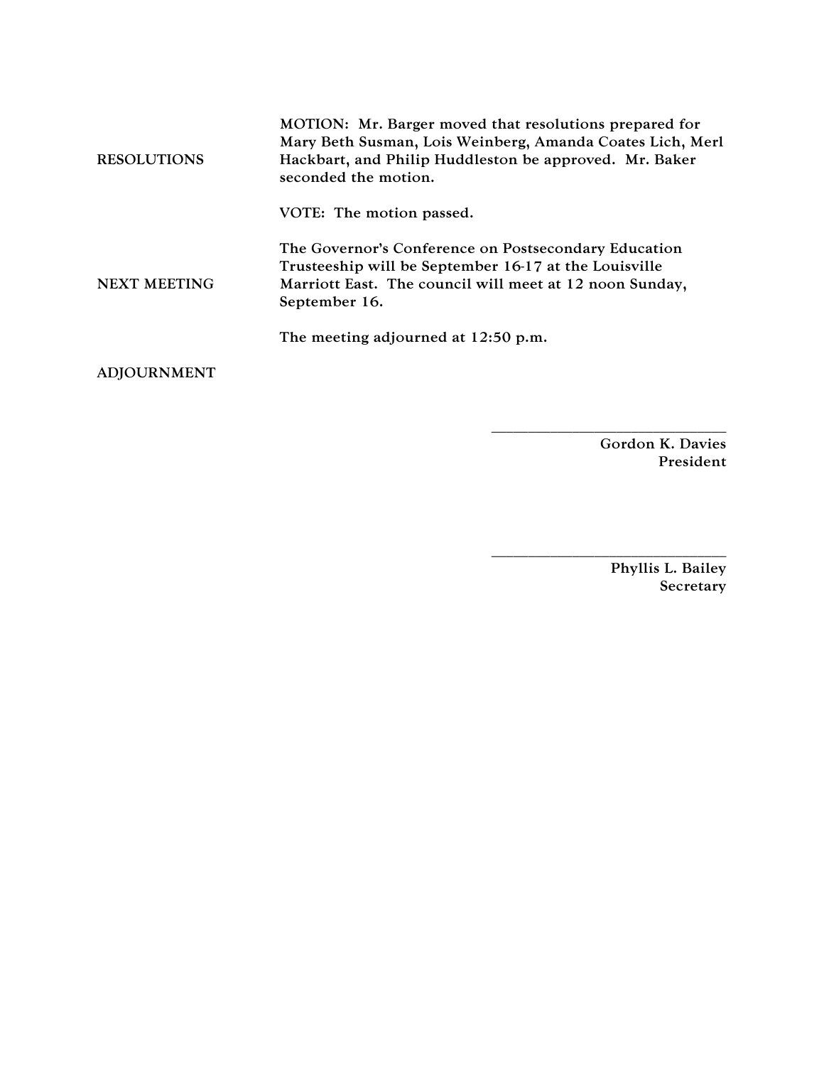**RESOLUTIONS**

MOTION: Mr. Barger moved that resolutions prepared for Mary Beth Susman, Lois Weinberg, Amanda Coates Lich, Merl Hackbart, and Philip Huddleston be approved. Mr. Baker seconded the motion.

VOTE: The motion passed.

**NEXT MEETING**

The Governor's Conference on Postsecondary Education Trusteeship will be September 16-17 at the Louisville Marriott East. The council will meet at 12 noon Sunday, September 16.

**ADJOURNMENT**

The meeting adjourned at 12:50 p.m.

\_\_\_\_\_\_\_\_\_\_\_\_\_\_\_\_\_\_\_\_\_\_\_\_\_\_\_\_\_\_

Gordon K. Davies
President

\_\_\_\_\_\_\_\_\_\_\_\_\_\_\_\_\_\_\_\_\_\_\_\_\_\_\_\_\_\_

Phyllis L. Bailey
Secretary